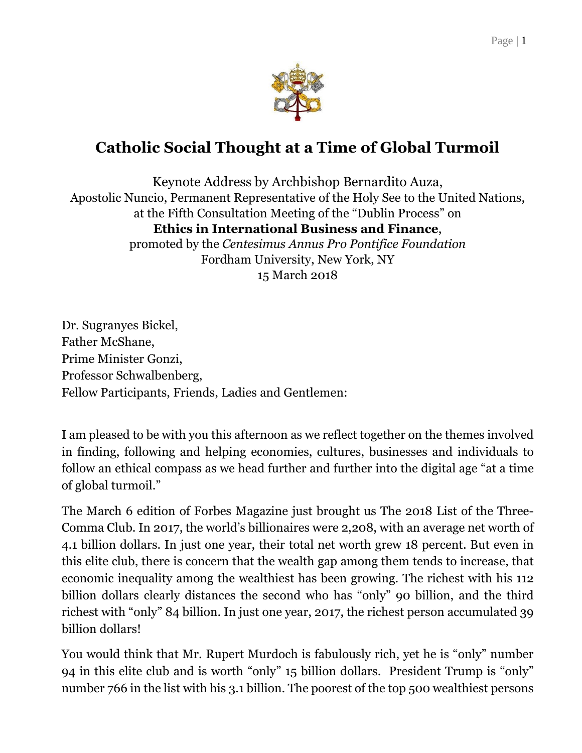# Catholic Social Thought at a Time of Global Turmoil

Keynote Address by Archbishop Bernardito Auza,
Apostolic Nuncio, Permanent Representative of the Holy See to the United Nations,
at the Fifth Consultation Meeting of the "Dublin Process" on
**Ethics in International Business and Finance**,
promoted by the *Centesimus Annus Pro Pontifice Foundation*
Fordham University, New York, NY
15 March 2018

Dr. Sugranyes Bickel,
Father McShane,
Prime Minister Gonzi,
Professor Schwalbenberg,
Fellow Participants, Friends, Ladies and Gentlemen:

I am pleased to be with you this afternoon as we reflect together on the themes involved in finding, following and helping economies, cultures, businesses and individuals to follow an ethical compass as we head further and further into the digital age "at a time of global turmoil."

The March 6 edition of Forbes Magazine just brought us The 2018 List of the Three-Comma Club. In 2017, the world's billionaires were 2,208, with an average net worth of 4.1 billion dollars. In just one year, their total net worth grew 18 percent. But even in this elite club, there is concern that the wealth gap among them tends to increase, that economic inequality among the wealthiest has been growing. The richest with his 112 billion dollars clearly distances the second who has "only" 90 billion, and the third richest with "only" 84 billion. In just one year, 2017, the richest person accumulated 39 billion dollars!

You would think that Mr. Rupert Murdoch is fabulously rich, yet he is "only" number 94 in this elite club and is worth "only" 15 billion dollars. President Trump is "only" number 766 in the list with his 3.1 billion. The poorest of the top 500 wealthiest persons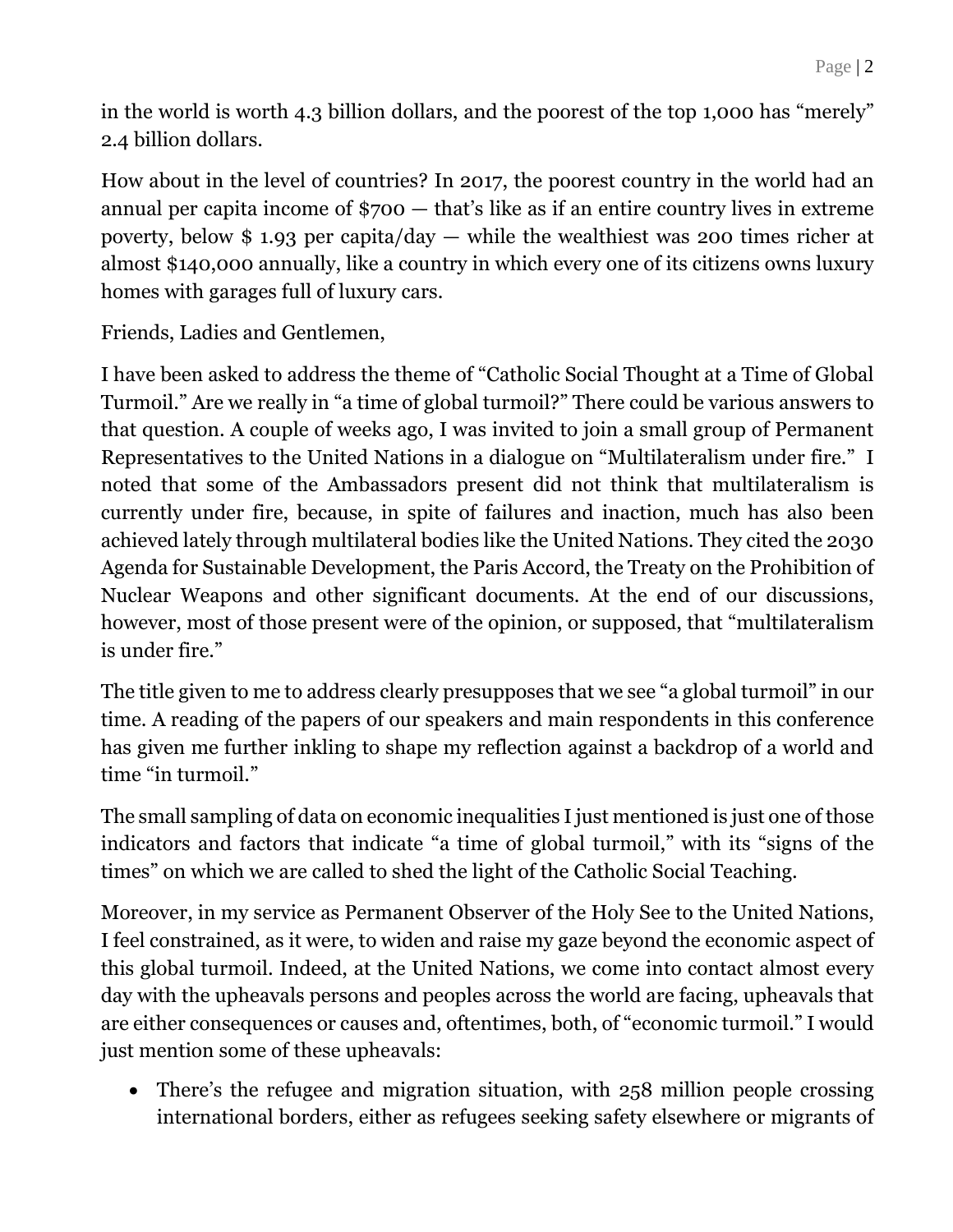in the world is worth 4.3 billion dollars, and the poorest of the top 1,000 has "merely" 2.4 billion dollars.

How about in the level of countries? In 2017, the poorest country in the world had an annual per capita income of $700 — that's like as if an entire country lives in extreme poverty, below $ 1.93 per capita/day — while the wealthiest was 200 times richer at almost $140,000 annually, like a country in which every one of its citizens owns luxury homes with garages full of luxury cars.

Friends, Ladies and Gentlemen,

I have been asked to address the theme of "Catholic Social Thought at a Time of Global Turmoil." Are we really in "a time of global turmoil?" There could be various answers to that question. A couple of weeks ago, I was invited to join a small group of Permanent Representatives to the United Nations in a dialogue on "Multilateralism under fire." I noted that some of the Ambassadors present did not think that multilateralism is currently under fire, because, in spite of failures and inaction, much has also been achieved lately through multilateral bodies like the United Nations. They cited the 2030 Agenda for Sustainable Development, the Paris Accord, the Treaty on the Prohibition of Nuclear Weapons and other significant documents. At the end of our discussions, however, most of those present were of the opinion, or supposed, that "multilateralism is under fire."

The title given to me to address clearly presupposes that we see "a global turmoil" in our time. A reading of the papers of our speakers and main respondents in this conference has given me further inkling to shape my reflection against a backdrop of a world and time "in turmoil."

The small sampling of data on economic inequalities I just mentioned is just one of those indicators and factors that indicate "a time of global turmoil," with its "signs of the times" on which we are called to shed the light of the Catholic Social Teaching.

Moreover, in my service as Permanent Observer of the Holy See to the United Nations, I feel constrained, as it were, to widen and raise my gaze beyond the economic aspect of this global turmoil. Indeed, at the United Nations, we come into contact almost every day with the upheavals persons and peoples across the world are facing, upheavals that are either consequences or causes and, oftentimes, both, of "economic turmoil." I would just mention some of these upheavals:

- There's the refugee and migration situation, with 258 million people crossing international borders, either as refugees seeking safety elsewhere or migrants of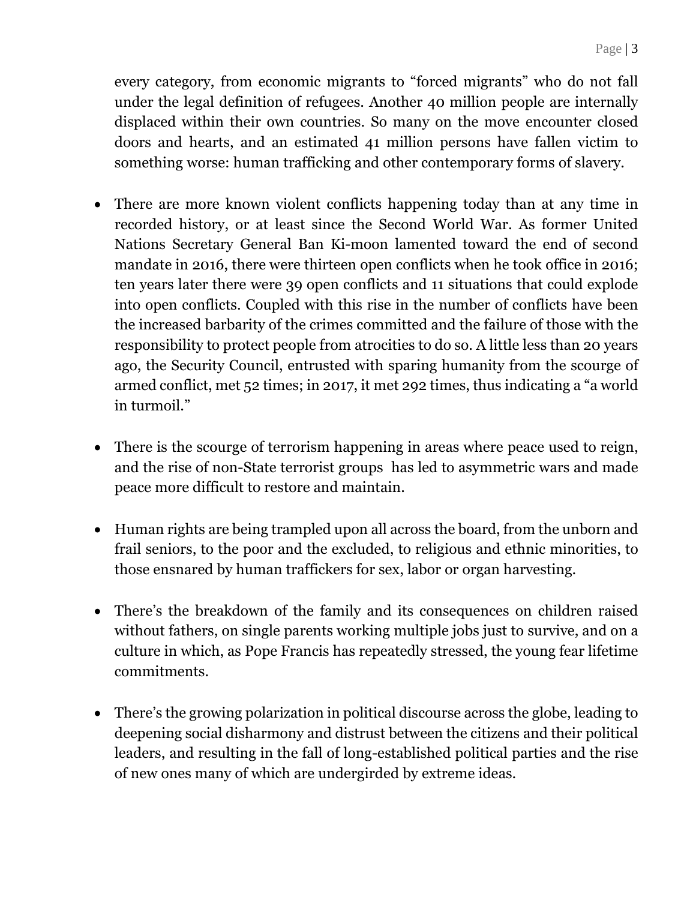every category, from economic migrants to "forced migrants" who do not fall under the legal definition of refugees. Another 40 million people are internally displaced within their own countries. So many on the move encounter closed doors and hearts, and an estimated 41 million persons have fallen victim to something worse: human trafficking and other contemporary forms of slavery.

- There are more known violent conflicts happening today than at any time in recorded history, or at least since the Second World War. As former United Nations Secretary General Ban Ki-moon lamented toward the end of second mandate in 2016, there were thirteen open conflicts when he took office in 2016; ten years later there were 39 open conflicts and 11 situations that could explode into open conflicts. Coupled with this rise in the number of conflicts have been the increased barbarity of the crimes committed and the failure of those with the responsibility to protect people from atrocities to do so. A little less than 20 years ago, the Security Council, entrusted with sparing humanity from the scourge of armed conflict, met 52 times; in 2017, it met 292 times, thus indicating a "a world in turmoil."

- There is the scourge of terrorism happening in areas where peace used to reign, and the rise of non-State terrorist groups has led to asymmetric wars and made peace more difficult to restore and maintain.

- Human rights are being trampled upon all across the board, from the unborn and frail seniors, to the poor and the excluded, to religious and ethnic minorities, to those ensnared by human traffickers for sex, labor or organ harvesting.

- There's the breakdown of the family and its consequences on children raised without fathers, on single parents working multiple jobs just to survive, and on a culture in which, as Pope Francis has repeatedly stressed, the young fear lifetime commitments.

- There's the growing polarization in political discourse across the globe, leading to deepening social disharmony and distrust between the citizens and their political leaders, and resulting in the fall of long-established political parties and the rise of new ones many of which are undergirded by extreme ideas.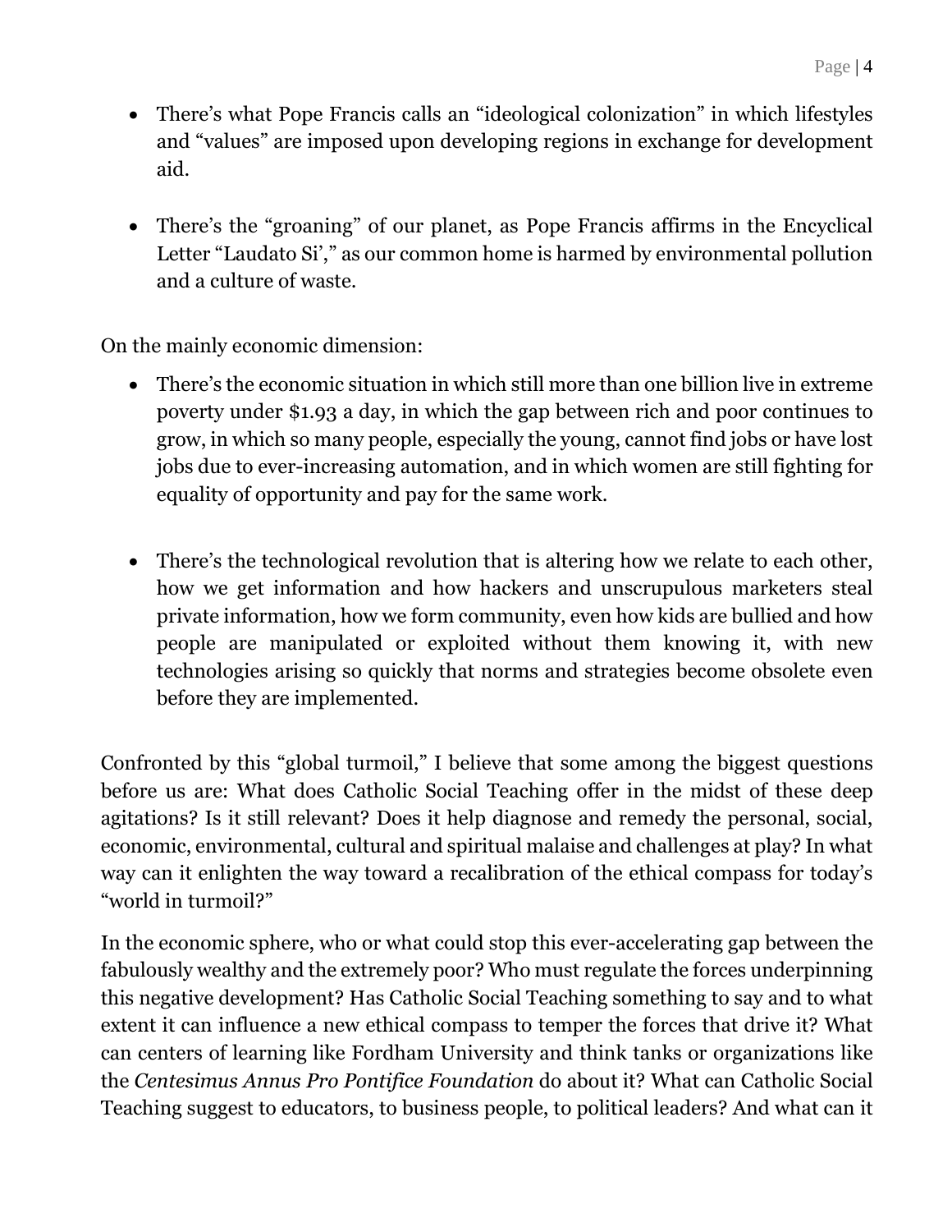- There's what Pope Francis calls an "ideological colonization" in which lifestyles and "values" are imposed upon developing regions in exchange for development aid.

- There's the "groaning" of our planet, as Pope Francis affirms in the Encyclical Letter "Laudato Si'," as our common home is harmed by environmental pollution and a culture of waste.

On the mainly economic dimension:

- There's the economic situation in which still more than one billion live in extreme poverty under $1.93 a day, in which the gap between rich and poor continues to grow, in which so many people, especially the young, cannot find jobs or have lost jobs due to ever-increasing automation, and in which women are still fighting for equality of opportunity and pay for the same work.

- There's the technological revolution that is altering how we relate to each other, how we get information and how hackers and unscrupulous marketers steal private information, how we form community, even how kids are bullied and how people are manipulated or exploited without them knowing it, with new technologies arising so quickly that norms and strategies become obsolete even before they are implemented.

Confronted by this "global turmoil," I believe that some among the biggest questions before us are: What does Catholic Social Teaching offer in the midst of these deep agitations? Is it still relevant? Does it help diagnose and remedy the personal, social, economic, environmental, cultural and spiritual malaise and challenges at play? In what way can it enlighten the way toward a recalibration of the ethical compass for today's "world in turmoil?"

In the economic sphere, who or what could stop this ever-accelerating gap between the fabulously wealthy and the extremely poor? Who must regulate the forces underpinning this negative development? Has Catholic Social Teaching something to say and to what extent it can influence a new ethical compass to temper the forces that drive it? What can centers of learning like Fordham University and think tanks or organizations like the *Centesimus Annus Pro Pontifice Foundation* do about it? What can Catholic Social Teaching suggest to educators, to business people, to political leaders? And what can it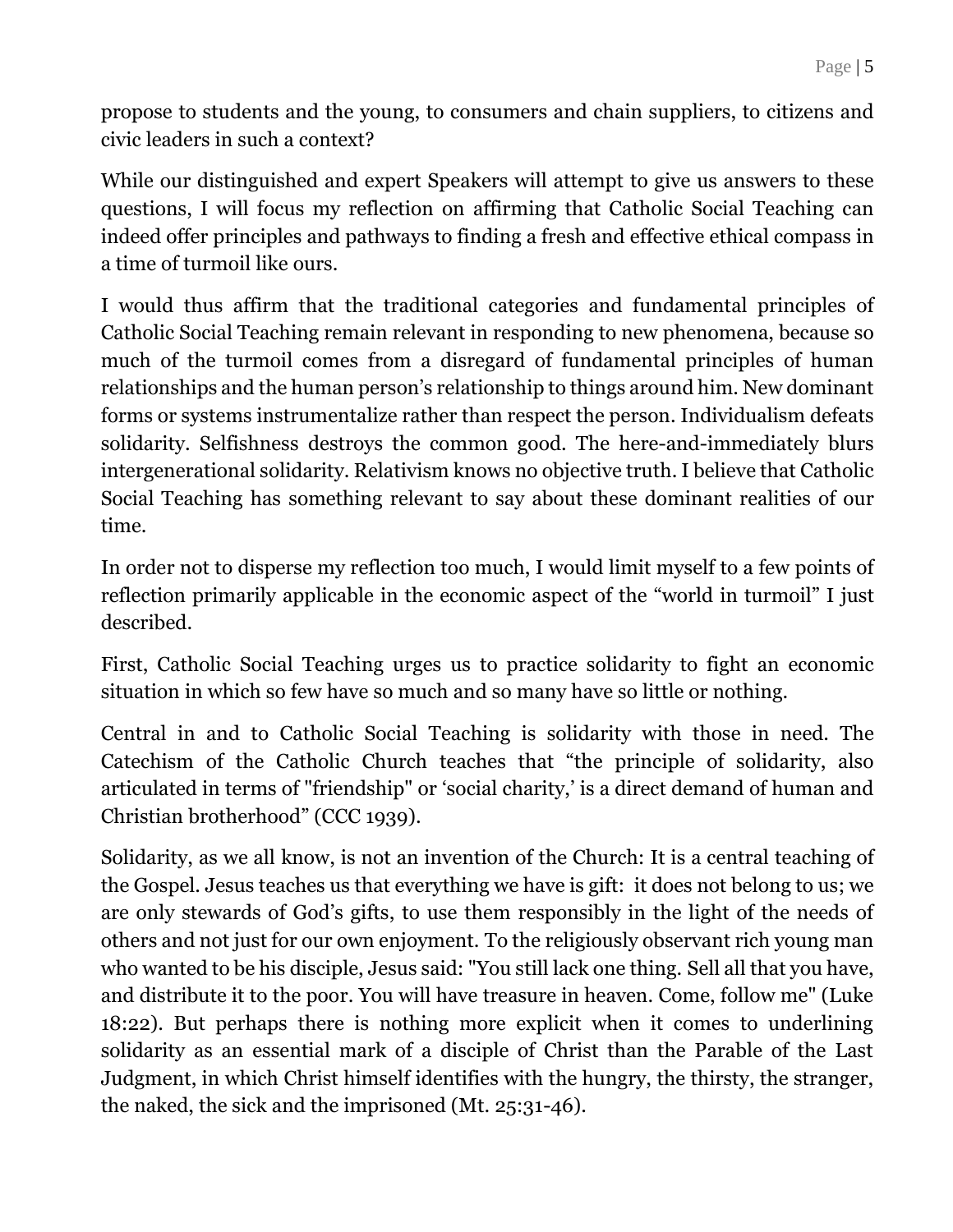propose to students and the young, to consumers and chain suppliers, to citizens and civic leaders in such a context?

While our distinguished and expert Speakers will attempt to give us answers to these questions, I will focus my reflection on affirming that Catholic Social Teaching can indeed offer principles and pathways to finding a fresh and effective ethical compass in a time of turmoil like ours.

I would thus affirm that the traditional categories and fundamental principles of Catholic Social Teaching remain relevant in responding to new phenomena, because so much of the turmoil comes from a disregard of fundamental principles of human relationships and the human person's relationship to things around him. New dominant forms or systems instrumentalize rather than respect the person. Individualism defeats solidarity. Selfishness destroys the common good. The here-and-immediately blurs intergenerational solidarity. Relativism knows no objective truth. I believe that Catholic Social Teaching has something relevant to say about these dominant realities of our time.

In order not to disperse my reflection too much, I would limit myself to a few points of reflection primarily applicable in the economic aspect of the "world in turmoil" I just described.

First, Catholic Social Teaching urges us to practice solidarity to fight an economic situation in which so few have so much and so many have so little or nothing.

Central in and to Catholic Social Teaching is solidarity with those in need. The Catechism of the Catholic Church teaches that "the principle of solidarity, also articulated in terms of "friendship" or 'social charity,' is a direct demand of human and Christian brotherhood" (CCC 1939).

Solidarity, as we all know, is not an invention of the Church: It is a central teaching of the Gospel. Jesus teaches us that everything we have is gift: it does not belong to us; we are only stewards of God's gifts, to use them responsibly in the light of the needs of others and not just for our own enjoyment. To the religiously observant rich young man who wanted to be his disciple, Jesus said: "You still lack one thing. Sell all that you have, and distribute it to the poor. You will have treasure in heaven. Come, follow me" (Luke 18:22). But perhaps there is nothing more explicit when it comes to underlining solidarity as an essential mark of a disciple of Christ than the Parable of the Last Judgment, in which Christ himself identifies with the hungry, the thirsty, the stranger, the naked, the sick and the imprisoned (Mt. 25:31-46).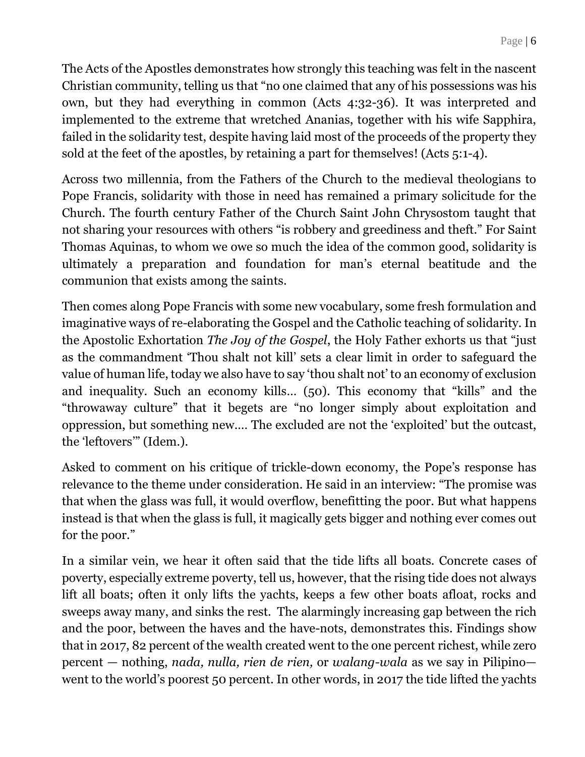The Acts of the Apostles demonstrates how strongly this teaching was felt in the nascent Christian community, telling us that "no one claimed that any of his possessions was his own, but they had everything in common (Acts 4:32-36). It was interpreted and implemented to the extreme that wretched Ananias, together with his wife Sapphira, failed in the solidarity test, despite having laid most of the proceeds of the property they sold at the feet of the apostles, by retaining a part for themselves! (Acts 5:1-4).

Across two millennia, from the Fathers of the Church to the medieval theologians to Pope Francis, solidarity with those in need has remained a primary solicitude for the Church. The fourth century Father of the Church Saint John Chrysostom taught that not sharing your resources with others "is robbery and greediness and theft." For Saint Thomas Aquinas, to whom we owe so much the idea of the common good, solidarity is ultimately a preparation and foundation for man's eternal beatitude and the communion that exists among the saints.

Then comes along Pope Francis with some new vocabulary, some fresh formulation and imaginative ways of re-elaborating the Gospel and the Catholic teaching of solidarity. In the Apostolic Exhortation *The Joy of the Gospel*, the Holy Father exhorts us that "just as the commandment 'Thou shalt not kill' sets a clear limit in order to safeguard the value of human life, today we also have to say 'thou shalt not' to an economy of exclusion and inequality. Such an economy kills… (50). This economy that "kills" and the "throwaway culture" that it begets are "no longer simply about exploitation and oppression, but something new.... The excluded are not the 'exploited' but the outcast, the 'leftovers'" (Idem.).

Asked to comment on his critique of trickle-down economy, the Pope's response has relevance to the theme under consideration. He said in an interview: "The promise was that when the glass was full, it would overflow, benefitting the poor. But what happens instead is that when the glass is full, it magically gets bigger and nothing ever comes out for the poor."

In a similar vein, we hear it often said that the tide lifts all boats. Concrete cases of poverty, especially extreme poverty, tell us, however, that the rising tide does not always lift all boats; often it only lifts the yachts, keeps a few other boats afloat, rocks and sweeps away many, and sinks the rest. The alarmingly increasing gap between the rich and the poor, between the haves and the have-nots, demonstrates this. Findings show that in 2017, 82 percent of the wealth created went to the one percent richest, while zero percent — nothing, *nada, nulla, rien de rien,* or *walang-wala* as we say in Pilipino— went to the world's poorest 50 percent. In other words, in 2017 the tide lifted the yachts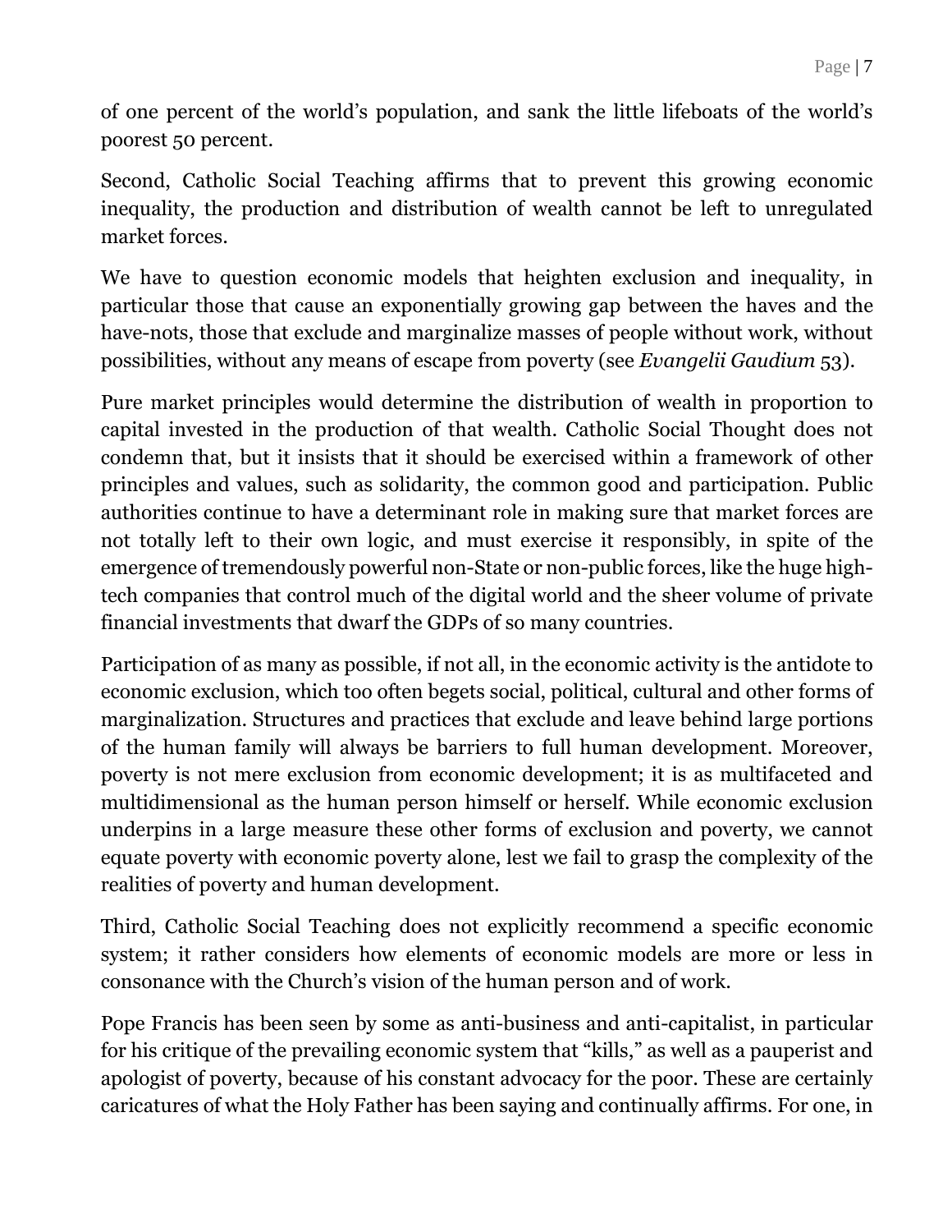of one percent of the world's population, and sank the little lifeboats of the world's poorest 50 percent.

Second, Catholic Social Teaching affirms that to prevent this growing economic inequality, the production and distribution of wealth cannot be left to unregulated market forces.

We have to question economic models that heighten exclusion and inequality, in particular those that cause an exponentially growing gap between the haves and the have-nots, those that exclude and marginalize masses of people without work, without possibilities, without any means of escape from poverty (see *Evangelii Gaudium* 53).

Pure market principles would determine the distribution of wealth in proportion to capital invested in the production of that wealth. Catholic Social Thought does not condemn that, but it insists that it should be exercised within a framework of other principles and values, such as solidarity, the common good and participation. Public authorities continue to have a determinant role in making sure that market forces are not totally left to their own logic, and must exercise it responsibly, in spite of the emergence of tremendously powerful non-State or non-public forces, like the huge high-tech companies that control much of the digital world and the sheer volume of private financial investments that dwarf the GDPs of so many countries.

Participation of as many as possible, if not all, in the economic activity is the antidote to economic exclusion, which too often begets social, political, cultural and other forms of marginalization. Structures and practices that exclude and leave behind large portions of the human family will always be barriers to full human development. Moreover, poverty is not mere exclusion from economic development; it is as multifaceted and multidimensional as the human person himself or herself. While economic exclusion underpins in a large measure these other forms of exclusion and poverty, we cannot equate poverty with economic poverty alone, lest we fail to grasp the complexity of the realities of poverty and human development.

Third, Catholic Social Teaching does not explicitly recommend a specific economic system; it rather considers how elements of economic models are more or less in consonance with the Church's vision of the human person and of work.

Pope Francis has been seen by some as anti-business and anti-capitalist, in particular for his critique of the prevailing economic system that "kills," as well as a pauperist and apologist of poverty, because of his constant advocacy for the poor. These are certainly caricatures of what the Holy Father has been saying and continually affirms. For one, in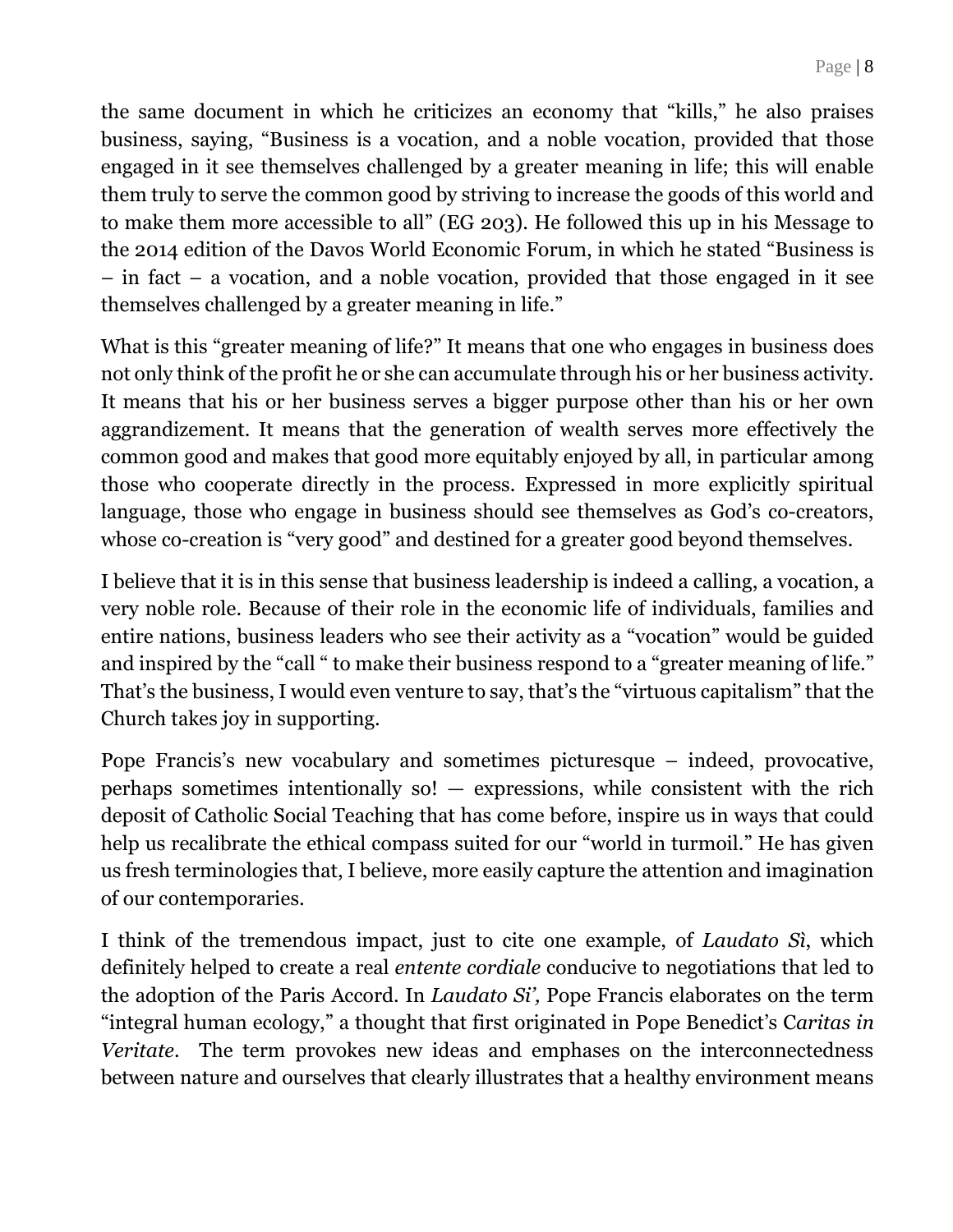the same document in which he criticizes an economy that "kills," he also praises business, saying, "Business is a vocation, and a noble vocation, provided that those engaged in it see themselves challenged by a greater meaning in life; this will enable them truly to serve the common good by striving to increase the goods of this world and to make them more accessible to all" (EG 203). He followed this up in his Message to the 2014 edition of the Davos World Economic Forum, in which he stated "Business is – in fact – a vocation, and a noble vocation, provided that those engaged in it see themselves challenged by a greater meaning in life."

What is this "greater meaning of life?" It means that one who engages in business does not only think of the profit he or she can accumulate through his or her business activity. It means that his or her business serves a bigger purpose other than his or her own aggrandizement. It means that the generation of wealth serves more effectively the common good and makes that good more equitably enjoyed by all, in particular among those who cooperate directly in the process. Expressed in more explicitly spiritual language, those who engage in business should see themselves as God's co-creators, whose co-creation is "very good" and destined for a greater good beyond themselves.

I believe that it is in this sense that business leadership is indeed a calling, a vocation, a very noble role. Because of their role in the economic life of individuals, families and entire nations, business leaders who see their activity as a "vocation" would be guided and inspired by the "call " to make their business respond to a "greater meaning of life." That's the business, I would even venture to say, that's the "virtuous capitalism" that the Church takes joy in supporting.

Pope Francis's new vocabulary and sometimes picturesque – indeed, provocative, perhaps sometimes intentionally so! — expressions, while consistent with the rich deposit of Catholic Social Teaching that has come before, inspire us in ways that could help us recalibrate the ethical compass suited for our "world in turmoil." He has given us fresh terminologies that, I believe, more easily capture the attention and imagination of our contemporaries.

I think of the tremendous impact, just to cite one example, of *Laudato Sì*, which definitely helped to create a real *entente cordiale* conducive to negotiations that led to the adoption of the Paris Accord. In *Laudato Si',* Pope Francis elaborates on the term "integral human ecology," a thought that first originated in Pope Benedict's C*aritas in Veritate*. The term provokes new ideas and emphases on the interconnectedness between nature and ourselves that clearly illustrates that a healthy environment means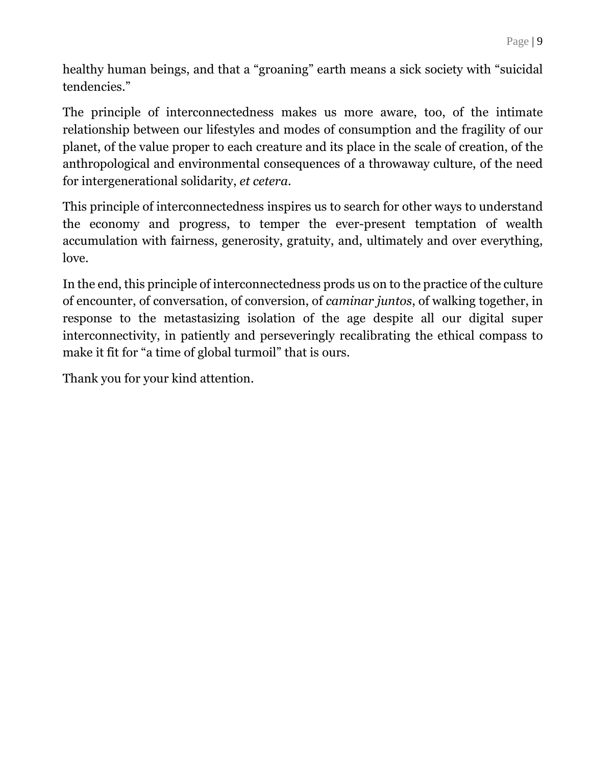healthy human beings, and that a "groaning" earth means a sick society with "suicidal tendencies."

The principle of interconnectedness makes us more aware, too, of the intimate relationship between our lifestyles and modes of consumption and the fragility of our planet, of the value proper to each creature and its place in the scale of creation, of the anthropological and environmental consequences of a throwaway culture, of the need for intergenerational solidarity, *et cetera*.

This principle of interconnectedness inspires us to search for other ways to understand the economy and progress, to temper the ever-present temptation of wealth accumulation with fairness, generosity, gratuity, and, ultimately and over everything, love.

In the end, this principle of interconnectedness prods us on to the practice of the culture of encounter, of conversation, of conversion, of *caminar juntos*, of walking together, in response to the metastasizing isolation of the age despite all our digital super interconnectivity, in patiently and perseveringly recalibrating the ethical compass to make it fit for "a time of global turmoil" that is ours.

Thank you for your kind attention.